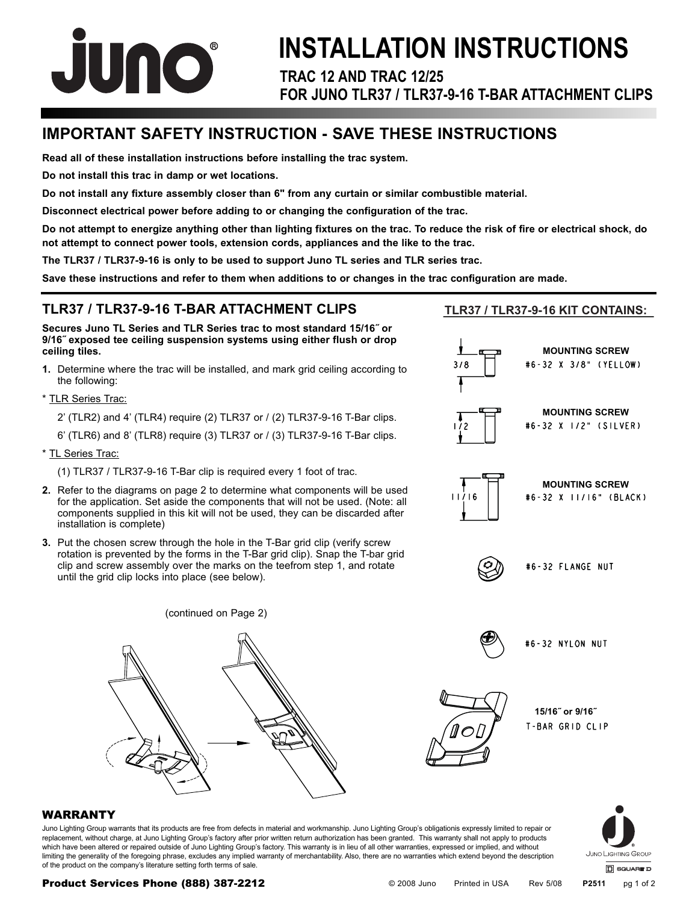# INSTALLATION INSTRUCTIONS

## TRAC 12 AND TRAC 12/25
## FOR JUNO TLR37 / TLR37-9-16 T-BAR ATTACHMENT CLIPS

## IMPORTANT SAFETY INSTRUCTION - SAVE THESE INSTRUCTIONS

**Read all of these installation instructions before installing the trac system.**

**Do not install this trac in damp or wet locations.**

**Do not install any fixture assembly closer than 6" from any curtain or similar combustible material.**

**Disconnect electrical power before adding to or changing the configuration of the trac.**

**Do not attempt to energize anything other than lighting fixtures on the trac. To reduce the risk of fire or electrical shock, do not attempt to connect power tools, extension cords, appliances and the like to the trac.**

**The TLR37 / TLR37-9-16 is only to be used to support Juno TL series and TLR series trac.**

**Save these instructions and refer to them when additions to or changes in the trac configuration are made.**

## TLR37 / TLR37-9-16 T-BAR ATTACHMENT CLIPS

**Secures Juno TL Series and TLR Series trac to most standard 15/16˝ or 9/16˝ exposed tee ceiling suspension systems using either flush or drop ceiling tiles.**

1. Determine where the trac will be installed, and mark grid ceiling according to the following:

\* TLR Series Trac:

 2' (TLR2) and 4' (TLR4) require (2) TLR37 or / (2) TLR37-9-16 T-Bar clips.

 6' (TLR6) and 8' (TLR8) require (3) TLR37 or / (3) TLR37-9-16 T-Bar clips.

\* TL Series Trac:

 (1) TLR37 / TLR37-9-16 T-Bar clip is required every 1 foot of trac.

2. Refer to the diagrams on page 2 to determine what components will be used for the application. Set aside the components that will not be used. (Note: all components supplied in this kit will not be used, they can be discarded after installation is complete)

3. Put the chosen screw through the hole in the T-Bar grid clip (verify screw rotation is prevented by the forms in the T-Bar grid clip). Snap the T-bar grid clip and screw assembly over the marks on the teefrom step 1, and rotate until the grid clip locks into place (see below).

(continued on Page 2)

## TLR37 / TLR37-9-16 KIT CONTAINS:

- 3/8 — **MOUNTING SCREW** #6-32 X 3/8" (YELLOW)
- 1/2 — **MOUNTING SCREW** #6-32 X 1/2" (SILVER)
- 11/16 — **MOUNTING SCREW** #6-32 X 11/16" (BLACK)
- #6-32 FLANGE NUT
- #6-32 NYLON NUT
- **15/16˝ or 9/16˝** T-BAR GRID CLIP

### WARRANTY

Juno Lighting Group warrants that its products are free from defects in material and workmanship. Juno Lighting Group's obligationis expressly limited to repair or replacement, without charge, at Juno Lighting Group's factory after prior written return authorization has been granted. This warranty shall not apply to products which have been altered or repaired outside of Juno Lighting Group's factory. This warranty is in lieu of all other warranties, expressed or implied, and without limiting the generality of the foregoing phrase, excludes any implied warranty of merchantability. Also, there are no warranties which extend beyond the description of the product on the company's literature setting forth terms of sale.

**Product Services Phone (888) 387-2212**

© 2008 Juno Printed in USA Rev 5/08 **P2511**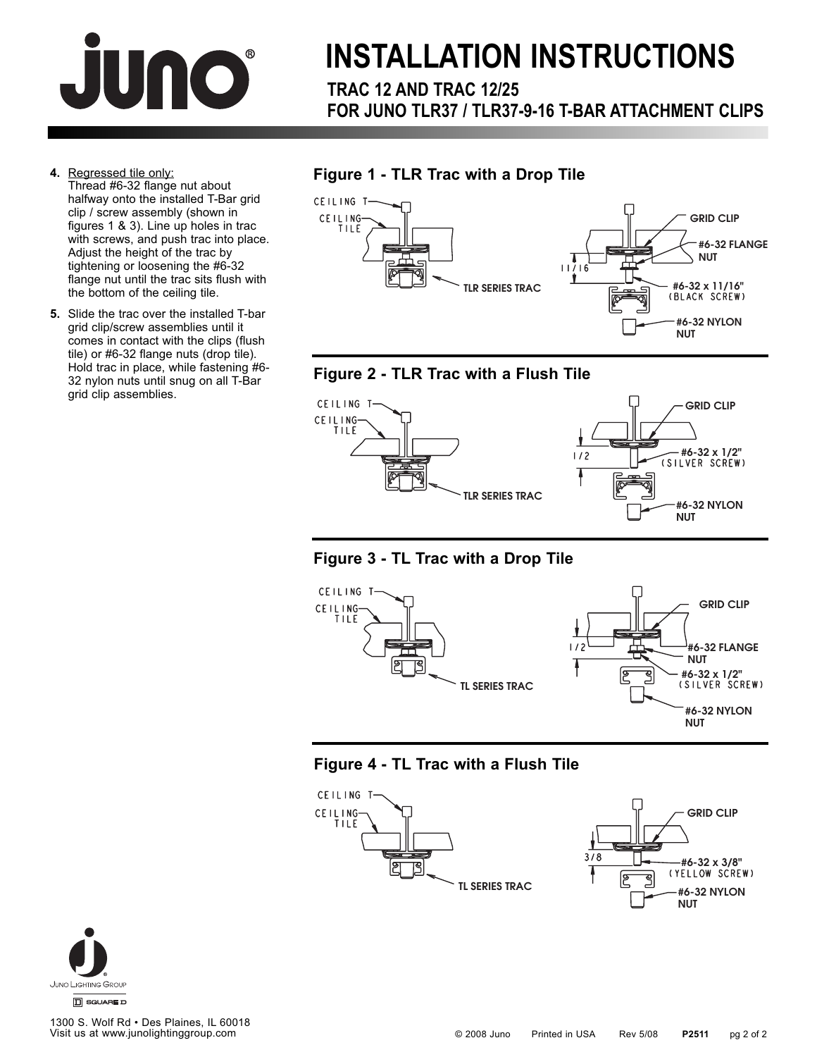# INSTALLATION INSTRUCTIONS

## TRAC 12 AND TRAC 12/25
## FOR JUNO TLR37 / TLR37-9-16 T-BAR ATTACHMENT CLIPS

4. Regressed tile only:
   Thread #6-32 flange nut about halfway onto the installed T-Bar grid clip / screw assembly (shown in figures 1 & 3). Line up holes in trac with screws, and push trac into place. Adjust the height of the trac by tightening or loosening the #6-32 flange nut until the trac sits flush with the bottom of the ceiling tile.

5. Slide the trac over the installed T-bar grid clip/screw assemblies until it comes in contact with the clips (flush tile) or #6-32 flange nuts (drop tile). Hold trac in place, while fastening #6-32 nylon nuts until snug on all T-Bar grid clip assemblies.

### Figure 1 - TLR Trac with a Drop Tile

CEILING T
CEILING TILE
TLR SERIES TRAC
11/16
GRID CLIP
#6-32 FLANGE NUT
#6-32 x 11/16" (BLACK SCREW)
#6-32 NYLON NUT

### Figure 2 - TLR Trac with a Flush Tile

CEILING T
CEILING TILE
TLR SERIES TRAC
1/2
GRID CLIP
#6-32 x 1/2" (SILVER SCREW)
#6-32 NYLON NUT

### Figure 3 - TL Trac with a Drop Tile

CEILING T
CEILING TILE
TL SERIES TRAC
1/2
GRID CLIP
#6-32 FLANGE NUT
#6-32 x 1/2" (SILVER SCREW)
#6-32 NYLON NUT

### Figure 4 - TL Trac with a Flush Tile

CEILING T
CEILING TILE
TL SERIES TRAC
3/8
GRID CLIP
#6-32 x 3/8" (YELLOW SCREW)
#6-32 NYLON NUT

Juno Lighting Group
Square D

1300 S. Wolf Rd • Des Plaines, IL 60018
Visit us at www.junolightinggroup.com

© 2008 Juno Printed in USA Rev 5/08 P2511